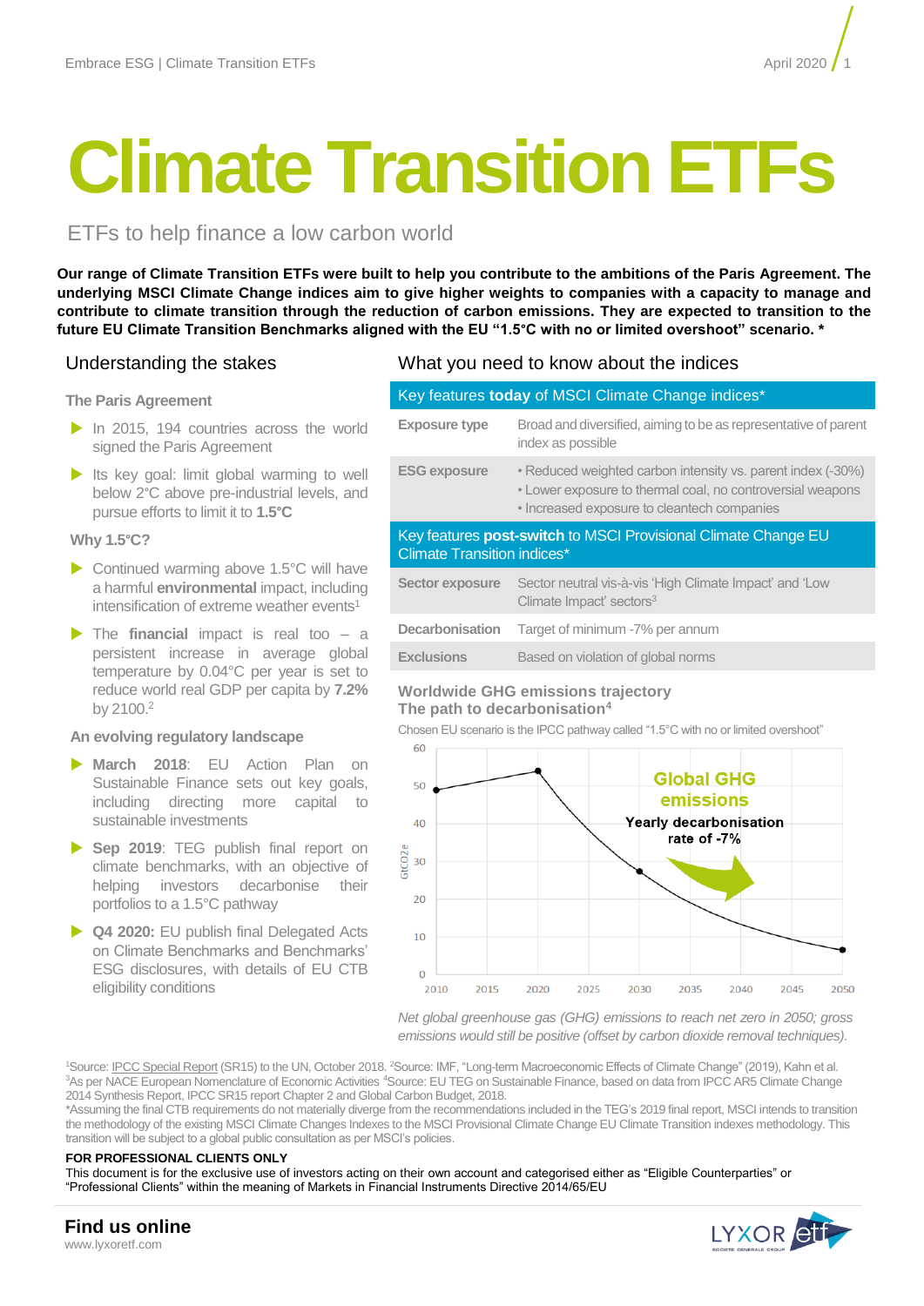# Climate Transition ETFs

## ETFs to help finance a low carbon world

**Our range of Climate Transition ETFs were built to help you contribute to the ambitions of the Paris Agreement. The underlying MSCI Climate Change indices aim to give higher weights to companies with a capacity to manage and contribute to climate transition through the reduction of carbon emissions. They are expected to transition to the future EU Climate Transition Benchmarks aligned with the EU "1.5°C with no or limited overshoot" scenario. ***

## Understanding the stakes

### The Paris Agreement

- In 2015, 194 countries across the world signed the Paris Agreement
- Its key goal: limit global warming to well below 2°C above pre-industrial levels, and pursue efforts to limit it to **1.5°C**

### Why 1.5°C?

- Continued warming above 1.5°C will have a harmful **environmental** impact, including intensification of extreme weather events[1]
- The **financial** impact is real too – a persistent increase in average global temperature by 0.04°C per year is set to reduce world real GDP per capita by **7.2%** by 2100.[2]

### An evolving regulatory landscape

- **March 2018**: EU Action Plan on Sustainable Finance sets out key goals, including directing more capital to sustainable investments
- **Sep 2019**: TEG publish final report on climate benchmarks, with an objective of helping investors decarbonise their portfolios to a 1.5°C pathway
- **Q4 2020:** EU publish final Delegated Acts on Climate Benchmarks and Benchmarks' ESG disclosures, with details of EU CTB eligibility conditions

## What you need to know about the indices

| Key features **today** of MSCI Climate Change indices* | |
|---|---|
| **Exposure type** | Broad and diversified, aiming to be as representative of parent index as possible |
| **ESG exposure** | • Reduced weighted carbon intensity vs. parent index (-30%)<br>• Lower exposure to thermal coal, no controversial weapons<br>• Increased exposure to cleantech companies |
| **Key features post-switch to MSCI Provisional Climate Change EU Climate Transition indices*** | |
| **Sector exposure** | Sector neutral vis-à-vis 'High Climate Impact' and 'Low Climate Impact' sectors[3] |
| **Decarbonisation** | Target of minimum -7% per annum |
| **Exclusions** | Based on violation of global norms |

### Worldwide GHG emissions trajectory
### The path to decarbonisation[4]

Chosen EU scenario is the IPCC pathway called "1.5°C with no or limited overshoot"

*Net global greenhouse gas (GHG) emissions to reach net zero in 2050; gross emissions would still be positive (offset by carbon dioxide removal techniques).*

[1]Source: IPCC Special Report (SR15) to the UN, October 2018. [2]Source: IMF, "Long-term Macroeconomic Effects of Climate Change" (2019), Kahn et al. [3]As per NACE European Nomenclature of Economic Activities [4]Source: EU TEG on Sustainable Finance, based on data from IPCC AR5 Climate Change 2014 Synthesis Report, IPCC SR15 report Chapter 2 and Global Carbon Budget, 2018.
*Assuming the final CTB requirements do not materially diverge from the recommendations included in the TEG's 2019 final report, MSCI intends to transition the methodology of the existing MSCI Climate Changes Indexes to the MSCI Provisional Climate Change EU Climate Transition indexes methodology. This transition will be subject to a global public consultation as per MSCI's policies.

**FOR PROFESSIONAL CLIENTS ONLY**
This document is for the exclusive use of investors acting on their own account and categorised either as "Eligible Counterparties" or "Professional Clients" within the meaning of Markets in Financial Instruments Directive 2014/65/EU

**Find us online**
www.lyxoretf.com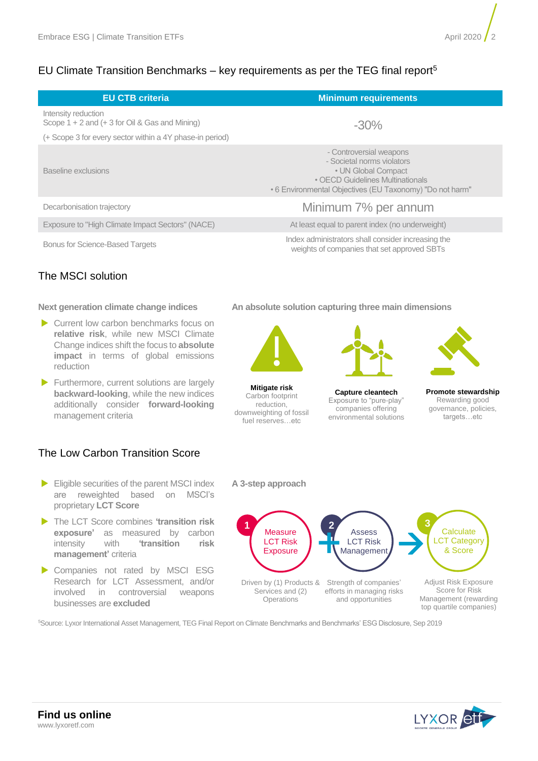## EU Climate Transition Benchmarks – key requirements as per the TEG final report[5]

| EU CTB criteria | Minimum requirements |
|---|---|
| Intensity reduction<br>Scope 1 + 2 and (+ 3 for Oil & Gas and Mining)<br>(+ Scope 3 for every sector within a 4Y phase-in period) | -30% |
| Baseline exclusions | - Controversial weapons<br>- Societal norms violators<br>• UN Global Compact<br>• OECD Guidelines Multinationals<br>• 6 Environmental Objectives (EU Taxonomy) "Do not harm" |
| Decarbonisation trajectory | Minimum 7% per annum |
| Exposure to "High Climate Impact Sectors" (NACE) | At least equal to parent index (no underweight) |
| Bonus for Science-Based Targets | Index administrators shall consider increasing the weights of companies that set approved SBTs |

## The MSCI solution

### Next generation climate change indices

- Current low carbon benchmarks focus on **relative risk**, while new MSCI Climate Change indices shift the focus to **absolute impact** in terms of global emissions reduction
- Furthermore, current solutions are largely **backward-looking**, while the new indices additionally consider **forward-looking** management criteria

### An absolute solution capturing three main dimensions

**Mitigate risk**
Carbon footprint reduction, downweighting of fossil fuel reserves…etc

**Capture cleantech**
Exposure to "pure-play" companies offering environmental solutions

**Promote stewardship**
Rewarding good governance, policies, targets…etc

## The Low Carbon Transition Score

- Eligible securities of the parent MSCI index are reweighted based on MSCI's proprietary **LCT Score**
- The LCT Score combines **'transition risk exposure'** as measured by carbon intensity with **'transition risk management'** criteria
- Companies not rated by MSCI ESG Research for LCT Assessment, and/or involved in controversial weapons businesses are **excluded**

### A 3-step approach

1. **Measure LCT Risk Exposure** – Driven by (1) Products & Services and (2) Operations
2. **Assess LCT Risk Management** – Strength of companies' efforts in managing risks and opportunities
3. **Calculate LCT Category & Score** – Adjust Risk Exposure Score for Risk Management (rewarding top quartile companies)

[5]Source: Lyxor International Asset Management, TEG Final Report on Climate Benchmarks and Benchmarks' ESG Disclosure, Sep 2019

**Find us online**
www.lyxoretf.com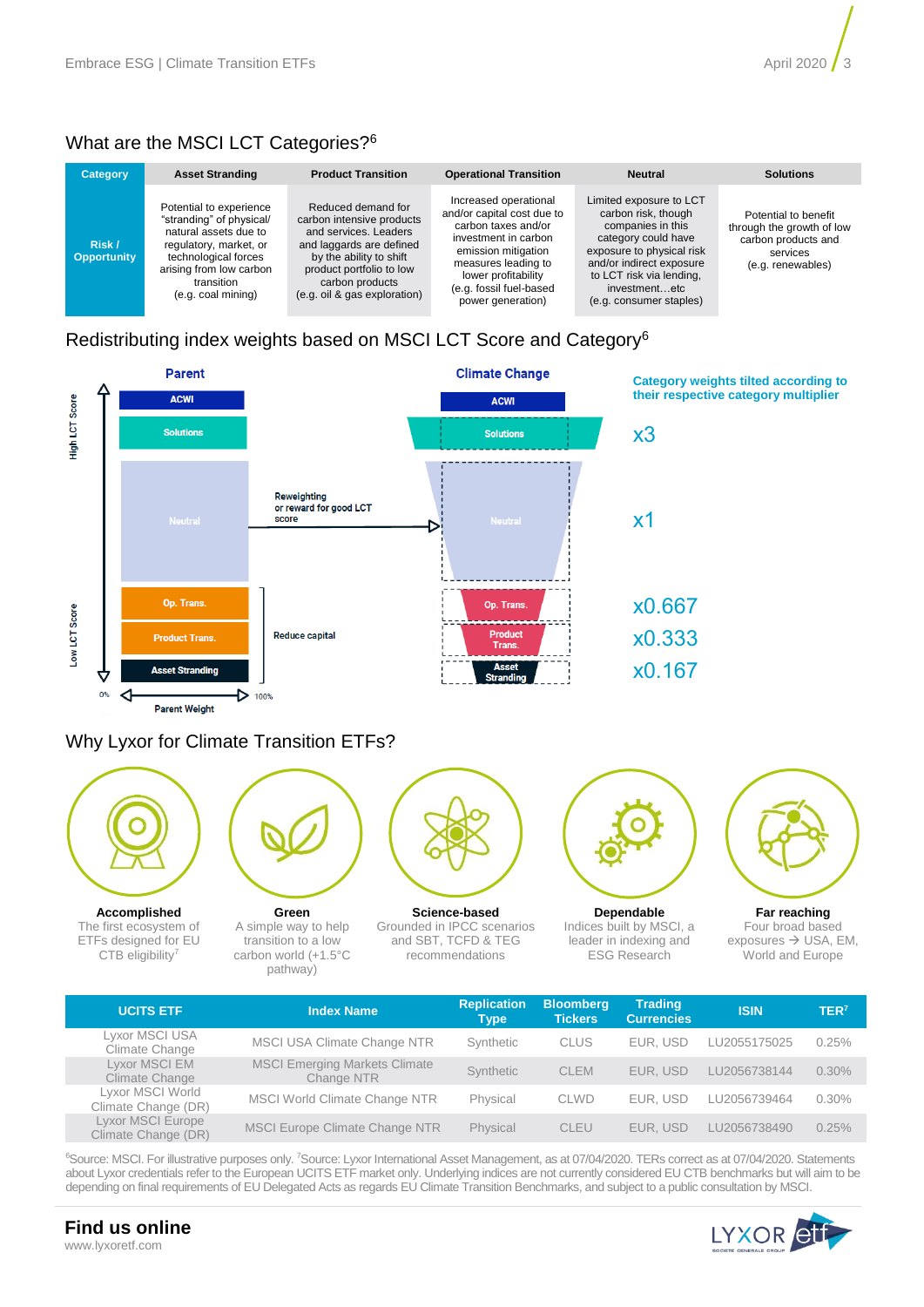## What are the MSCI LCT Categories?[6]

| Category | Asset Stranding | Product Transition | Operational Transition | Neutral | Solutions |
|---|---|---|---|---|---|
| Risk / Opportunity | Potential to experience "stranding" of physical/ natural assets due to regulatory, market, or technological forces arising from low carbon transition (e.g. coal mining) | Reduced demand for carbon intensive products and services. Leaders and laggards are defined by the ability to shift product portfolio to low carbon products (e.g. oil & gas exploration) | Increased operational and/or capital cost due to carbon taxes and/or investment in carbon emission mitigation measures leading to lower profitability (e.g. fossil fuel-based power generation) | Limited exposure to LCT carbon risk, though companies in this category could have exposure to physical risk and/or indirect exposure to LCT risk via lending, investment…etc (e.g. consumer staples) | Potential to benefit through the growth of low carbon products and services (e.g. renewables) |

## Redistributing index weights based on MSCI LCT Score and Category[6]

Parent | Climate Change

Category weights tilted according to their respective category multiplier

| Category | Multiplier |
|---|---|
| Solutions | x3 |
| Neutral | x1 |
| Op. Trans. | x0.667 |
| Product Trans. | x0.333 |
| Asset Stranding | x0.167 |

High LCT Score / Low LCT Score

Reweighting or reward for good LCT score

Reduce capital

Parent Weight (0% – 100%)

## Why Lyxor for Climate Transition ETFs?

**Accomplished**
The first ecosystem of ETFs designed for EU CTB eligibility[7]

**Green**
A simple way to help transition to a low carbon world (+1.5°C pathway)

**Science-based**
Grounded in IPCC scenarios and SBT, TCFD & TEG recommendations

**Dependable**
Indices built by MSCI, a leader in indexing and ESG Research

**Far reaching**
Four broad based exposures → USA, EM, World and Europe

| UCITS ETF | Index Name | Replication Type | Bloomberg Tickers | Trading Currencies | ISIN | TER[7] |
|---|---|---|---|---|---|---|
| Lyxor MSCI USA Climate Change | MSCI USA Climate Change NTR | Synthetic | CLUS | EUR, USD | LU2055175025 | 0.25% |
| Lyxor MSCI EM Climate Change | MSCI Emerging Markets Climate Change NTR | Synthetic | CLEM | EUR, USD | LU2056738144 | 0.30% |
| Lyxor MSCI World Climate Change (DR) | MSCI World Climate Change NTR | Physical | CLWD | EUR, USD | LU2056739464 | 0.30% |
| Lyxor MSCI Europe Climate Change (DR) | MSCI Europe Climate Change NTR | Physical | CLEU | EUR, USD | LU2056738490 | 0.25% |

[6]Source: MSCI. For illustrative purposes only. [7]Source: Lyxor International Asset Management, as at 07/04/2020. TERs correct as at 07/04/2020. Statements about Lyxor credentials refer to the European UCITS ETF market only. Underlying indices are not currently considered EU CTB benchmarks but will aim to be depending on final requirements of EU Delegated Acts as regards EU Climate Transition Benchmarks, and subject to a public consultation by MSCI.

**Find us online**
www.lyxoretf.com

LYXOR etf
SOCIETE GENERALE GROUP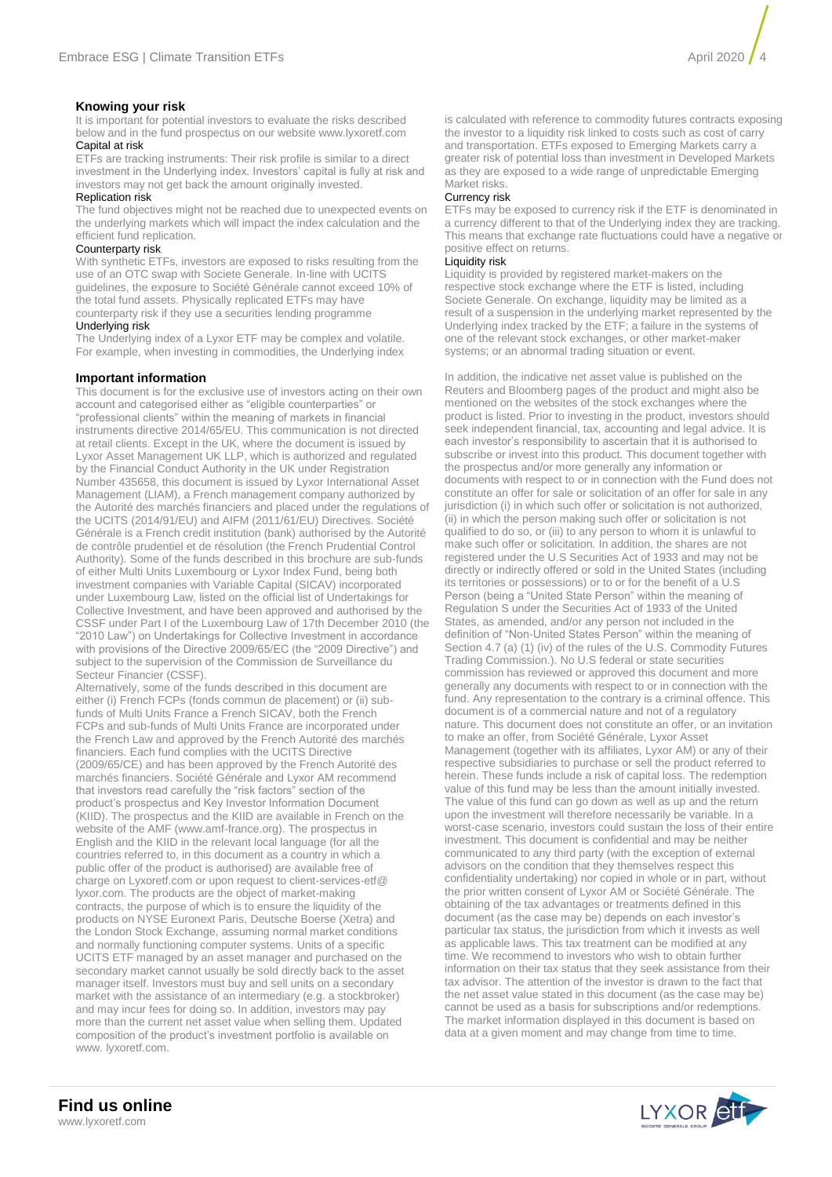## Knowing your risk

It is important for potential investors to evaluate the risks described below and in the fund prospectus on our website www.lyxoretf.com

### Capital at risk

ETFs are tracking instruments: Their risk profile is similar to a direct investment in the Underlying index. Investors' capital is fully at risk and investors may not get back the amount originally invested.

### Replication risk

The fund objectives might not be reached due to unexpected events on the underlying markets which will impact the index calculation and the efficient fund replication.

### Counterparty risk

With synthetic ETFs, investors are exposed to risks resulting from the use of an OTC swap with Societe Generale. In-line with UCITS guidelines, the exposure to Société Générale cannot exceed 10% of the total fund assets. Physically replicated ETFs may have counterparty risk if they use a securities lending programme

### Underlying risk

The Underlying index of a Lyxor ETF may be complex and volatile. For example, when investing in commodities, the Underlying index is calculated with reference to commodity futures contracts exposing the investor to a liquidity risk linked to costs such as cost of carry and transportation. ETFs exposed to Emerging Markets carry a greater risk of potential loss than investment in Developed Markets as they are exposed to a wide range of unpredictable Emerging Market risks.

### Currency risk

ETFs may be exposed to currency risk if the ETF is denominated in a currency different to that of the Underlying index they are tracking. This means that exchange rate fluctuations could have a negative or positive effect on returns.

### Liquidity risk

Liquidity is provided by registered market-makers on the respective stock exchange where the ETF is listed, including Societe Generale. On exchange, liquidity may be limited as a result of a suspension in the underlying market represented by the Underlying index tracked by the ETF; a failure in the systems of one of the relevant stock exchanges, or other market-maker systems; or an abnormal trading situation or event.

## Important information

This document is for the exclusive use of investors acting on their own account and categorised either as "eligible counterparties" or "professional clients" within the meaning of markets in financial instruments directive 2014/65/EU. This communication is not directed at retail clients. Except in the UK, where the document is issued by Lyxor Asset Management UK LLP, which is authorized and regulated by the Financial Conduct Authority in the UK under Registration Number 435658, this document is issued by Lyxor International Asset Management (LIAM), a French management company authorized by the Autorité des marchés financiers and placed under the regulations of the UCITS (2014/91/EU) and AIFM (2011/61/EU) Directives. Société Générale is a French credit institution (bank) authorised by the Autorité de contrôle prudentiel et de résolution (the French Prudential Control Authority). Some of the funds described in this brochure are sub-funds of either Multi Units Luxembourg or Lyxor Index Fund, being both investment companies with Variable Capital (SICAV) incorporated under Luxembourg Law, listed on the official list of Undertakings for Collective Investment, and have been approved and authorised by the CSSF under Part I of the Luxembourg Law of 17th December 2010 (the "2010 Law") on Undertakings for Collective Investment in accordance with provisions of the Directive 2009/65/EC (the "2009 Directive") and subject to the supervision of the Commission de Surveillance du Secteur Financier (CSSF).

Alternatively, some of the funds described in this document are either (i) French FCPs (fonds commun de placement) or (ii) sub-funds of Multi Units France a French SICAV, both the French FCPs and sub-funds of Multi Units France are incorporated under the French Law and approved by the French Autorité des marchés financiers. Each fund complies with the UCITS Directive (2009/65/CE) and has been approved by the French Autorité des marchés financiers. Société Générale and Lyxor AM recommend that investors read carefully the "risk factors" section of the product's prospectus and Key Investor Information Document (KIID). The prospectus and the KIID are available in French on the website of the AMF (www.amf-france.org). The prospectus in English and the KIID in the relevant local language (for all the countries referred to, in this document as a country in which a public offer of the product is authorised) are available free of charge on Lyxoretf.com or upon request to client-services-etf@ lyxor.com. The products are the object of market-making contracts, the purpose of which is to ensure the liquidity of the products on NYSE Euronext Paris, Deutsche Boerse (Xetra) and the London Stock Exchange, assuming normal market conditions and normally functioning computer systems. Units of a specific UCITS ETF managed by an asset manager and purchased on the secondary market cannot usually be sold directly back to the asset manager itself. Investors must buy and sell units on a secondary market with the assistance of an intermediary (e.g. a stockbroker) and may incur fees for doing so. In addition, investors may pay more than the current net asset value when selling them. Updated composition of the product's investment portfolio is available on www. lyxoretf.com.

In addition, the indicative net asset value is published on the Reuters and Bloomberg pages of the product and might also be mentioned on the websites of the stock exchanges where the product is listed. Prior to investing in the product, investors should seek independent financial, tax, accounting and legal advice. It is each investor's responsibility to ascertain that it is authorised to subscribe or invest into this product. This document together with the prospectus and/or more generally any information or documents with respect to or in connection with the Fund does not constitute an offer for sale or solicitation of an offer for sale in any jurisdiction (i) in which such offer or solicitation is not authorized, (ii) in which the person making such offer or solicitation is not qualified to do so, or (iii) to any person to whom it is unlawful to make such offer or solicitation. In addition, the shares are not registered under the U.S Securities Act of 1933 and may not be directly or indirectly offered or sold in the United States (including its territories or possessions) or to or for the benefit of a U.S Person (being a "United State Person" within the meaning of Regulation S under the Securities Act of 1933 of the United States, as amended, and/or any person not included in the definition of "Non-United States Person" within the meaning of Section 4.7 (a) (1) (iv) of the rules of the U.S. Commodity Futures Trading Commission.). No U.S federal or state securities commission has reviewed or approved this document and more generally any documents with respect to or in connection with the fund. Any representation to the contrary is a criminal offence. This document is of a commercial nature and not of a regulatory nature. This document does not constitute an offer, or an invitation to make an offer, from Société Générale, Lyxor Asset Management (together with its affiliates, Lyxor AM) or any of their respective subsidiaries to purchase or sell the product referred to herein. These funds include a risk of capital loss. The redemption value of this fund may be less than the amount initially invested. The value of this fund can go down as well as up and the return upon the investment will therefore necessarily be variable. In a worst-case scenario, investors could sustain the loss of their entire investment. This document is confidential and may be neither communicated to any third party (with the exception of external advisors on the condition that they themselves respect this confidentiality undertaking) nor copied in whole or in part, without the prior written consent of Lyxor AM or Société Générale. The obtaining of the tax advantages or treatments defined in this document (as the case may be) depends on each investor's particular tax status, the jurisdiction from which it invests as well as applicable laws. This tax treatment can be modified at any time. We recommend to investors who wish to obtain further information on their tax status that they seek assistance from their tax advisor. The attention of the investor is drawn to the fact that the net asset value stated in this document (as the case may be) cannot be used as a basis for subscriptions and/or redemptions. The market information displayed in this document is based on data at a given moment and may change from time to time.

**Find us online**
www.lyxoretf.com